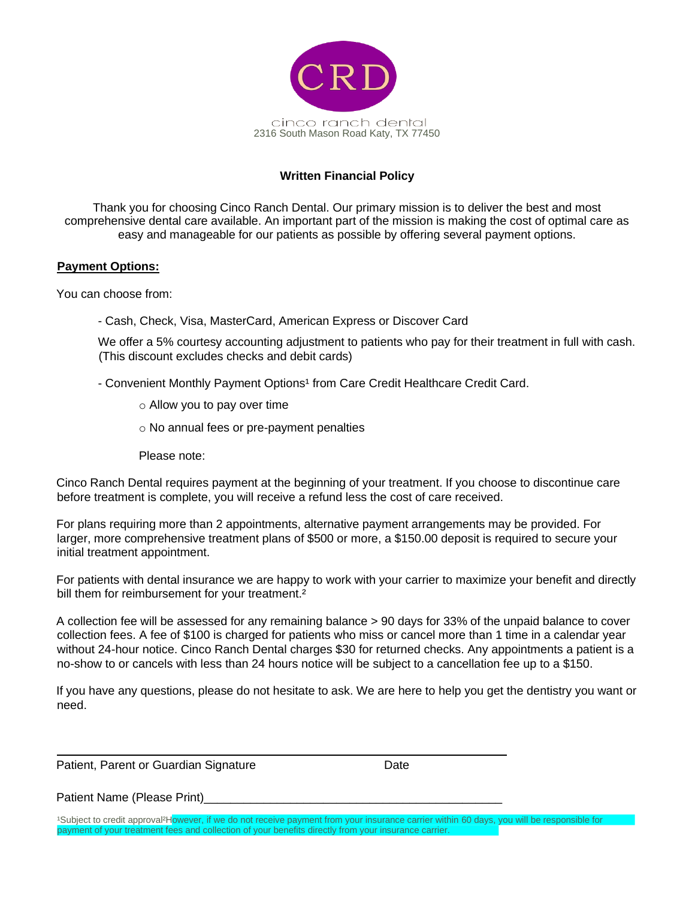CRD

cinco ranch dental
2316 South Mason Road Katy, TX 77450

## Written Financial Policy

Thank you for choosing Cinco Ranch Dental. Our primary mission is to deliver the best and most comprehensive dental care available. An important part of the mission is making the cost of optimal care as easy and manageable for our patients as possible by offering several payment options.

**Payment Options:**

You can choose from:

- Cash, Check, Visa, MasterCard, American Express or Discover Card

  We offer a 5% courtesy accounting adjustment to patients who pay for their treatment in full with cash. (This discount excludes checks and debit cards)

- Convenient Monthly Payment Options[1] from Care Credit Healthcare Credit Card.

  - Allow you to pay over time
  - No annual fees or pre-payment penalties

  Please note:

Cinco Ranch Dental requires payment at the beginning of your treatment. If you choose to discontinue care before treatment is complete, you will receive a refund less the cost of care received.

For plans requiring more than 2 appointments, alternative payment arrangements may be provided. For larger, more comprehensive treatment plans of $500 or more, a $150.00 deposit is required to secure your initial treatment appointment.

For patients with dental insurance we are happy to work with your carrier to maximize your benefit and directly bill them for reimbursement for your treatment.[2]

A collection fee will be assessed for any remaining balance > 90 days for 33% of the unpaid balance to cover collection fees. A fee of $100 is charged for patients who miss or cancel more than 1 time in a calendar year without 24-hour notice. Cinco Ranch Dental charges $30 for returned checks. Any appointments a patient is a no-show to or cancels with less than 24 hours notice will be subject to a cancellation fee up to a $150.

If you have any questions, please do not hesitate to ask. We are here to help you get the dentistry you want or need.

______________________________________________________________

Patient, Parent or Guardian Signature Date

Patient Name (Please Print)_____________________________________________

[1]Subject to credit approval[2]However, if we do not receive payment from your insurance carrier within 60 days, you will be responsible for payment of your treatment fees and collection of your benefits directly from your insurance carrier.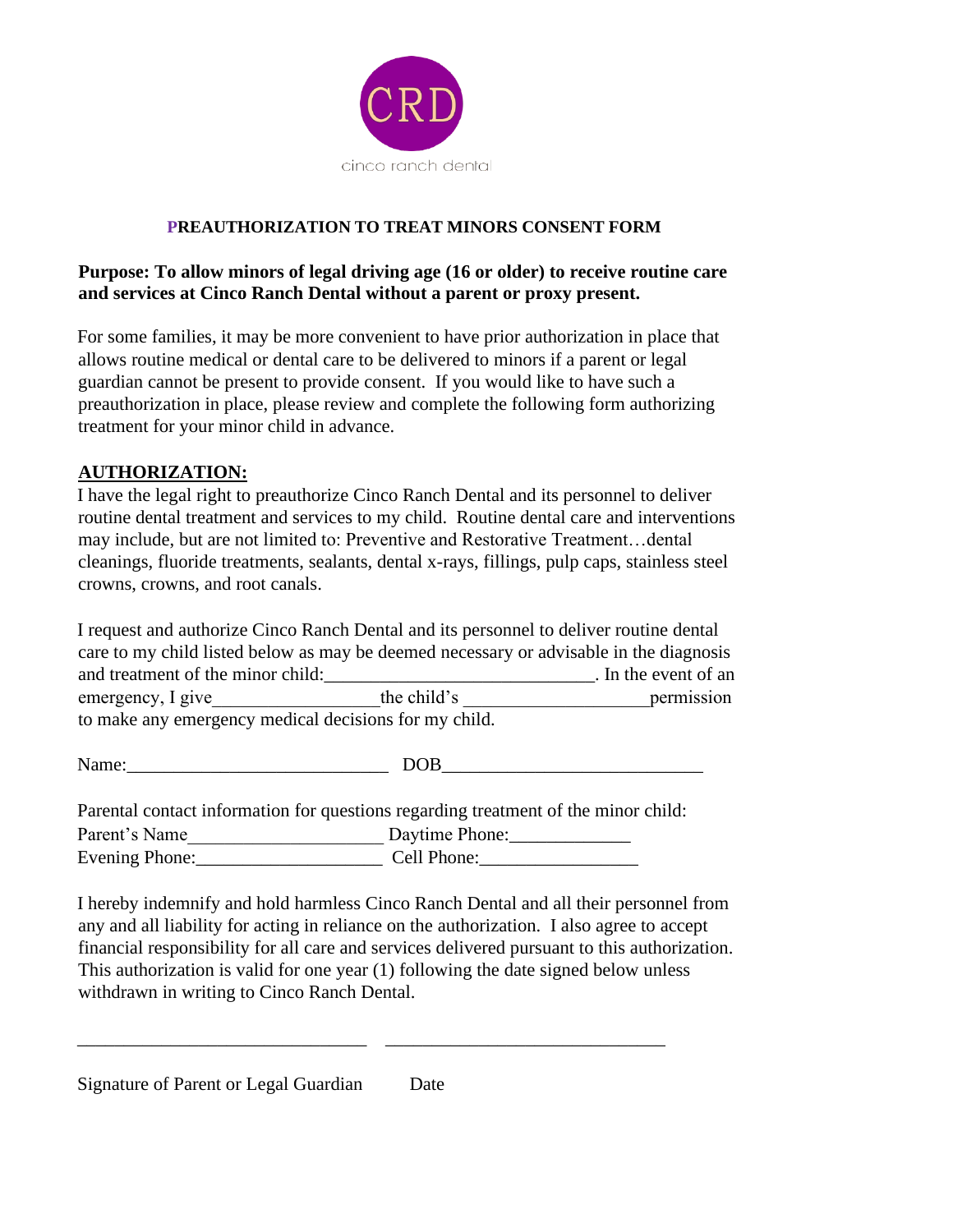CRD

cinco ranch dental

## PREAUTHORIZATION TO TREAT MINORS CONSENT FORM

**Purpose: To allow minors of legal driving age (16 or older) to receive routine care and services at Cinco Ranch Dental without a parent or proxy present.**

For some families, it may be more convenient to have prior authorization in place that allows routine medical or dental care to be delivered to minors if a parent or legal guardian cannot be present to provide consent. If you would like to have such a preauthorization in place, please review and complete the following form authorizing treatment for your minor child in advance.

**AUTHORIZATION:**

I have the legal right to preauthorize Cinco Ranch Dental and its personnel to deliver routine dental treatment and services to my child. Routine dental care and interventions may include, but are not limited to: Preventive and Restorative Treatment…dental cleanings, fluoride treatments, sealants, dental x-rays, fillings, pulp caps, stainless steel crowns, crowns, and root canals.

I request and authorize Cinco Ranch Dental and its personnel to deliver routine dental care to my child listed below as may be deemed necessary or advisable in the diagnosis and treatment of the minor child:_____________________________. In the event of an emergency, I give_________________the child's ___________________permission to make any emergency medical decisions for my child.

Name:____________________________ DOB____________________________

Parental contact information for questions regarding treatment of the minor child:
Parent's Name_____________________ Daytime Phone:_____________
Evening Phone:____________________ Cell Phone:_________________

I hereby indemnify and hold harmless Cinco Ranch Dental and all their personnel from any and all liability for acting in reliance on the authorization. I also agree to accept financial responsibility for all care and services delivered pursuant to this authorization. This authorization is valid for one year (1) following the date signed below unless withdrawn in writing to Cinco Ranch Dental.

_______________________________ ______________________________

Signature of Parent or Legal Guardian Date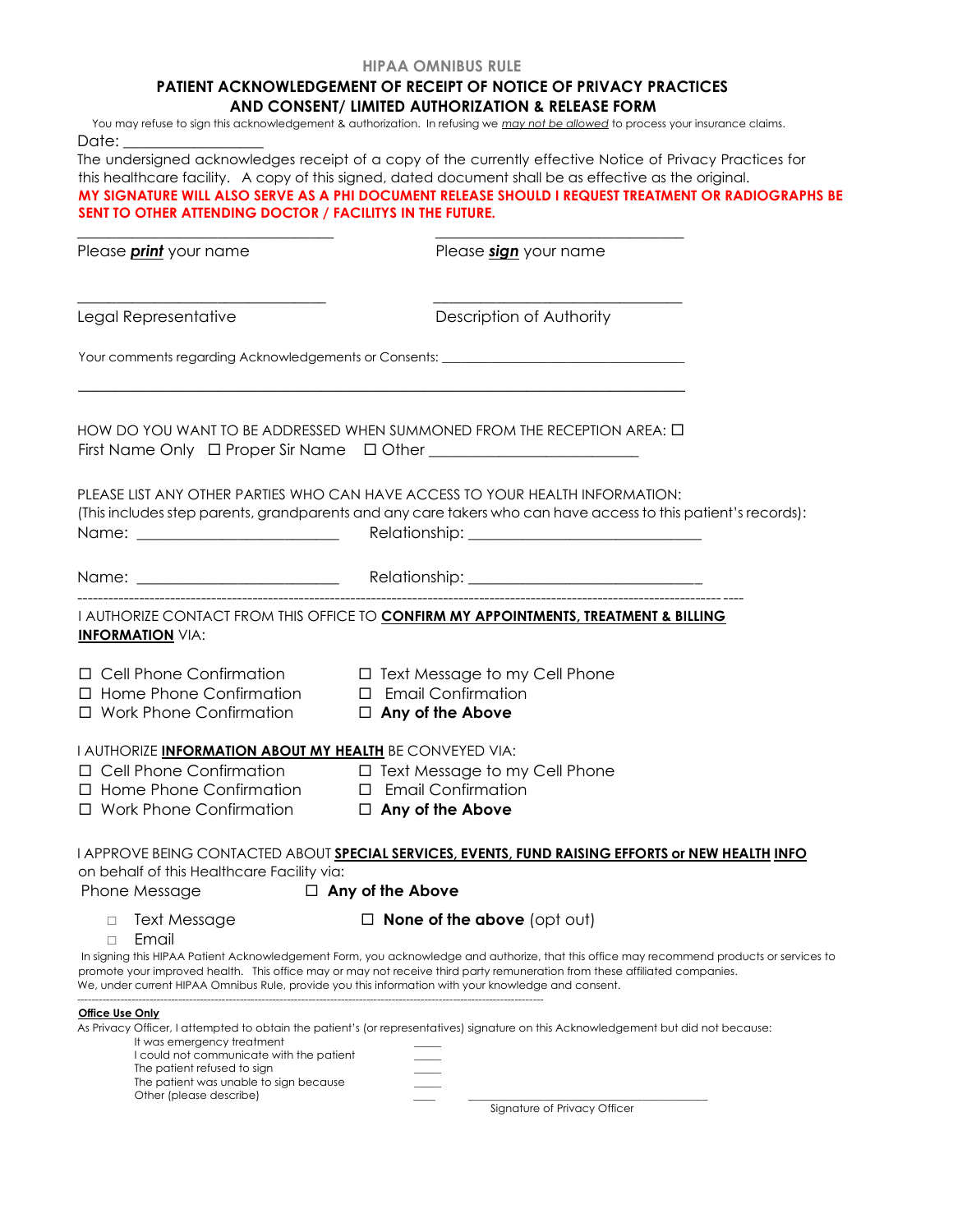### HIPAA OMNIBUS RULE

## PATIENT ACKNOWLEDGEMENT OF RECEIPT OF NOTICE OF PRIVACY PRACTICES AND CONSENT/ LIMITED AUTHORIZATION & RELEASE FORM

You may refuse to sign this acknowledgement & authorization. In refusing we _may not be allowed_ to process your insurance claims.

Date: ___________________

The undersigned acknowledges receipt of a copy of the currently effective Notice of Privacy Practices for this healthcare facility. A copy of this signed, dated document shall be as effective as the original.

**MY SIGNATURE WILL ALSO SERVE AS A PHI DOCUMENT RELEASE SHOULD I REQUEST TREATMENT OR RADIOGRAPHS BE SENT TO OTHER ATTENDING DOCTOR / FACILITYS IN THE FUTURE.**

_________________________________ _________________________________

Please ***print*** your name Please ***sign*** your name

_________________________________ _________________________________

Legal Representative Description of Authority

Your comments regarding Acknowledgements or Consents: ___________________________________

_______________________________________________________________________________

HOW DO YOU WANT TO BE ADDRESSED WHEN SUMMONED FROM THE RECEPTION AREA: ☐ First Name Only ☐ Proper Sir Name ☐ Other ___________________________

PLEASE LIST ANY OTHER PARTIES WHO CAN HAVE ACCESS TO YOUR HEALTH INFORMATION:
(This includes step parents, grandparents and any care takers who can have access to this patient's records):

Name: ___________________________ Relationship: _______________________________

Name: ___________________________ Relationship: _______________________________

---

I AUTHORIZE CONTACT FROM THIS OFFICE TO **CONFIRM MY APPOINTMENTS, TREATMENT & BILLING INFORMATION** VIA:

- ☐ Cell Phone Confirmation
- ☐ Home Phone Confirmation
- ☐ Work Phone Confirmation
- ☐ Text Message to my Cell Phone
- ☐ Email Confirmation
- ☐ **Any of the Above**

I AUTHORIZE **INFORMATION ABOUT MY HEALTH** BE CONVEYED VIA:

- ☐ Cell Phone Confirmation
- ☐ Home Phone Confirmation
- ☐ Work Phone Confirmation
- ☐ Text Message to my Cell Phone
- ☐ Email Confirmation
- ☐ **Any of the Above**

I APPROVE BEING CONTACTED ABOUT **SPECIAL SERVICES, EVENTS, FUND RAISING EFFORTS or NEW HEALTH INFO** on behalf of this Healthcare Facility via:

- Phone Message
- ☐ Text Message
- ☐ Email
- ☐ **Any of the Above**
- ☐ **None of the above** (opt out)

In signing this HIPAA Patient Acknowledgement Form, you acknowledge and authorize, that this office may recommend products or services to promote your improved health. This office may or may not receive third party remuneration from these affiliated companies. We, under current HIPAA Omnibus Rule, provide you this information with your knowledge and consent.

---

**Office Use Only**

As Privacy Officer, I attempted to obtain the patient's (or representatives) signature on this Acknowledgement but did not because:

- It was emergency treatment ____
- I could not communicate with the patient ____
- The patient refused to sign ____
- The patient was unable to sign because ____
- Other (please describe) ____

_________________________________

Signature of Privacy Officer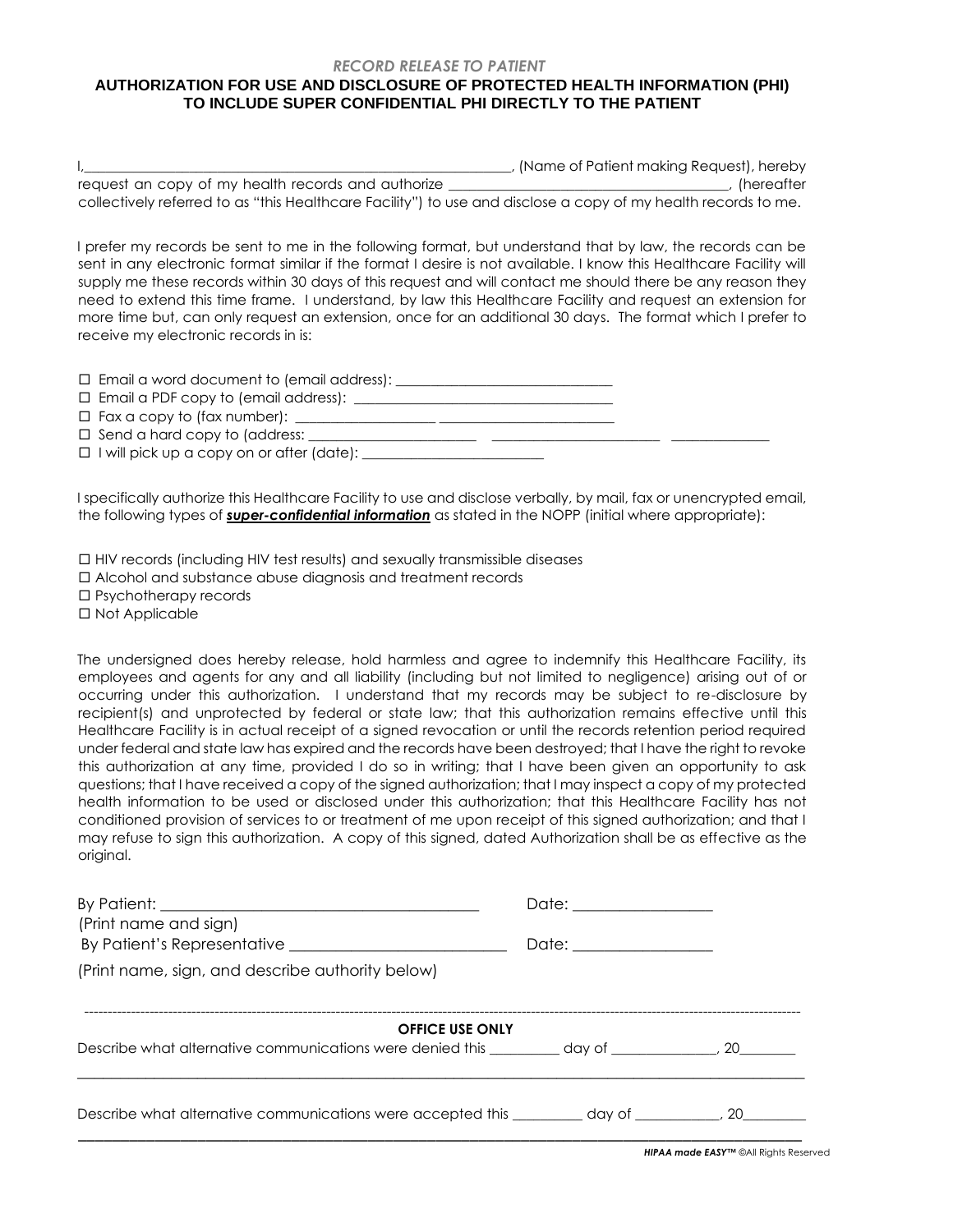*RECORD RELEASE TO PATIENT*

## AUTHORIZATION FOR USE AND DISCLOSURE OF PROTECTED HEALTH INFORMATION (PHI) TO INCLUDE SUPER CONFIDENTIAL PHI DIRECTLY TO THE PATIENT

I,______________________________________________________________, (Name of Patient making Request), hereby request an copy of my health records and authorize ________________________________________, (hereafter collectively referred to as "this Healthcare Facility") to use and disclose a copy of my health records to me.

I prefer my records be sent to me in the following format, but understand that by law, the records can be sent in any electronic format similar if the format I desire is not available. I know this Healthcare Facility will supply me these records within 30 days of this request and will contact me should there be any reason they need to extend this time frame. I understand, by law this Healthcare Facility and request an extension for more time but, can only request an extension, once for an additional 30 days. The format which I prefer to receive my electronic records in is:

- ☐ Email a word document to (email address): ______________________________
- ☐ Email a PDF copy to (email address): ____________________________________
- ☐ Fax a copy to (fax number): ___________________ ________________________
- ☐ Send a hard copy to (address: _______________________ _______________________ ______________
- ☐ I will pick up a copy on or after (date): _________________________

I specifically authorize this Healthcare Facility to use and disclose verbally, by mail, fax or unencrypted email, the following types of ***super-confidential information*** as stated in the NOPP (initial where appropriate):

- ☐ HIV records (including HIV test results) and sexually transmissible diseases
- ☐ Alcohol and substance abuse diagnosis and treatment records
- ☐ Psychotherapy records
- ☐ Not Applicable

The undersigned does hereby release, hold harmless and agree to indemnify this Healthcare Facility, its employees and agents for any and all liability (including but not limited to negligence) arising out of or occurring under this authorization. I understand that my records may be subject to re-disclosure by recipient(s) and unprotected by federal or state law; that this authorization remains effective until this Healthcare Facility is in actual receipt of a signed revocation or until the records retention period required under federal and state law has expired and the records have been destroyed; that I have the right to revoke this authorization at any time, provided I do so in writing; that I have been given an opportunity to ask questions; that I have received a copy of the signed authorization; that I may inspect a copy of my protected health information to be used or disclosed under this authorization; that this Healthcare Facility has not conditioned provision of services to or treatment of me upon receipt of this signed authorization; and that I may refuse to sign this authorization. A copy of this signed, dated Authorization shall be as effective as the original.

By Patient: __________________________________________ Date: _________________
(Print name and sign)
By Patient's Representative ____________________________ Date: _________________
(Print name, sign, and describe authority below)

---

**OFFICE USE ONLY**

Describe what alternative communications were denied this _________ day of ______________, 20________

______________________________________________________________________________________________

Describe what alternative communications were accepted this _________ day of ___________, 20_________

______________________________________________________________________________________________

***HIPAA made EASY™*** ©All Rights Reserved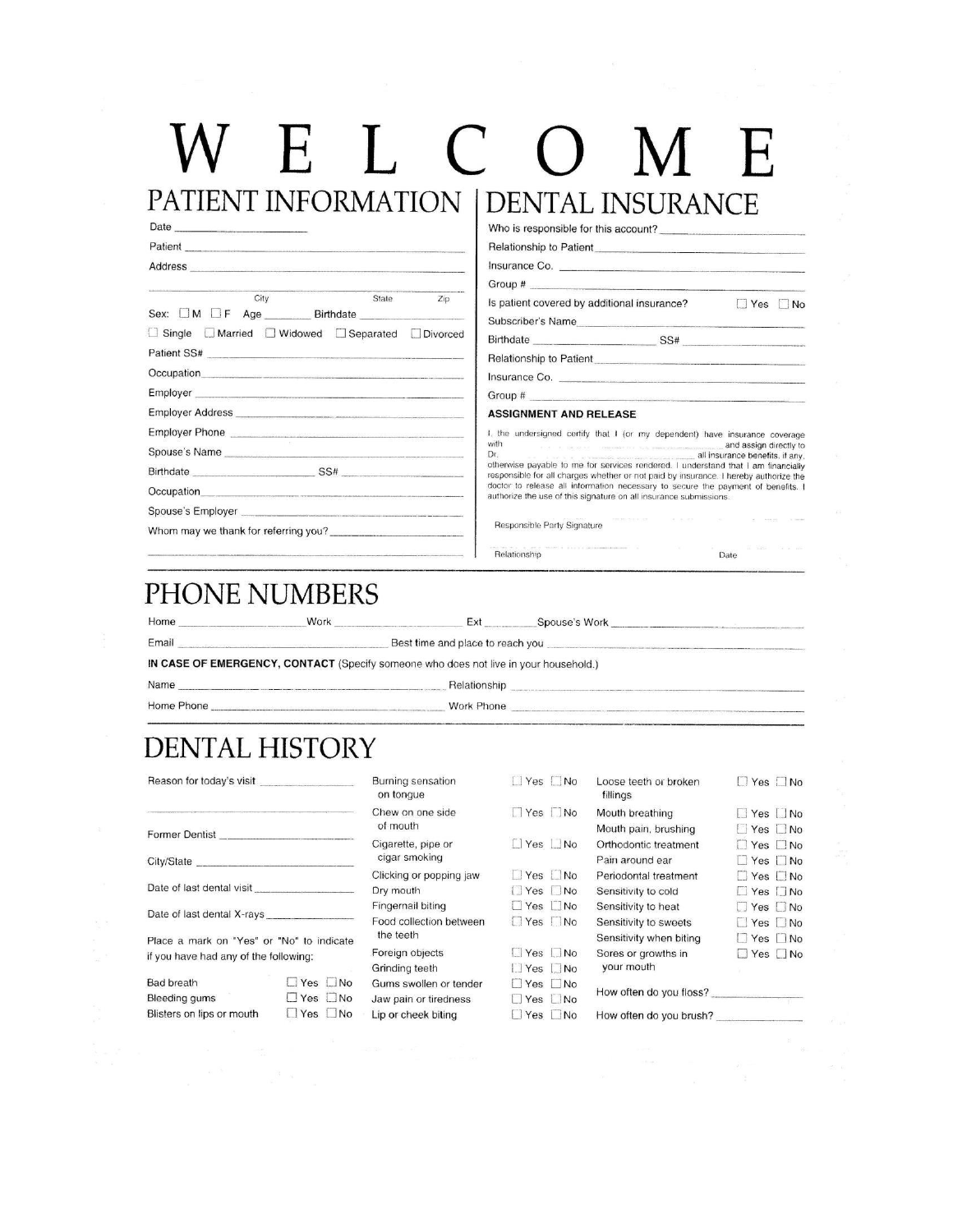# W E L C O M E

## PATIENT INFORMATION

Date ______________

Patient ______________

Address ______________

______________ City ______ State ______ Zip

Sex: ☐ M ☐ F Age ______ Birthdate ______________

☐ Single ☐ Married ☐ Widowed ☐ Separated ☐ Divorced

Patient SS# ______________

Occupation ______________

Employer ______________

Employer Address ______________

Employer Phone ______________

Spouse's Name ______________

Birthdate ______________ SS# ______________

Occupation ______________

Spouse's Employer ______________

Whom may we thank for referring you? ______________

______________

## DENTAL INSURANCE

Who is responsible for this account? ______________

Relationship to Patient ______________

Insurance Co. ______________

Group # ______________

Is patient covered by additional insurance? ☐ Yes ☐ No

Subscriber's Name ______________

Birthdate ______________ SS# ______________

Relationship to Patient ______________

Insurance Co. ______________

Group # ______________

**ASSIGNMENT AND RELEASE**

I, the undersigned certify that I (or my dependent) have insurance coverage with ______________ and assign directly to Dr. ______________ all insurance benefits, if any, otherwise payable to me for services rendered. I understand that I am financially responsible for all charges whether or not paid by insurance. I hereby authorize the doctor to release all information necessary to secure the payment of benefits. I authorize the use of this signature on all insurance submissions.

______________ Responsible Party Signature

______________ Relationship ______________ Date

## PHONE NUMBERS

Home ______________ Work ______________ Ext ______ Spouse's Work ______________

Email ______________ Best time and place to reach you ______________

**IN CASE OF EMERGENCY, CONTACT** (Specify someone who does not live in your household.)

Name ______________ Relationship ______________

Home Phone ______________ Work Phone ______________

## DENTAL HISTORY

Reason for today's visit ______________

______________

Former Dentist ______________

City/State ______________

Date of last dental visit ______________

Date of last dental X-rays ______________

Place a mark on "Yes" or "No" to indicate if you have had any of the following:

| | | |
|---|---|---|
| Bad breath | ☐ Yes | ☐ No |
| Bleeding gums | ☐ Yes | ☐ No |
| Blisters on lips or mouth | ☐ Yes | ☐ No |
| Burning sensation on tongue | ☐ Yes | ☐ No |
| Chew on one side of mouth | ☐ Yes | ☐ No |
| Cigarette, pipe or cigar smoking | ☐ Yes | ☐ No |
| Clicking or popping jaw | ☐ Yes | ☐ No |
| Dry mouth | ☐ Yes | ☐ No |
| Fingernail biting | ☐ Yes | ☐ No |
| Food collection between the teeth | ☐ Yes | ☐ No |
| Foreign objects | ☐ Yes | ☐ No |
| Grinding teeth | ☐ Yes | ☐ No |
| Gums swollen or tender | ☐ Yes | ☐ No |
| Jaw pain or tiredness | ☐ Yes | ☐ No |
| Lip or cheek biting | ☐ Yes | ☐ No |
| Loose teeth or broken fillings | ☐ Yes | ☐ No |
| Mouth breathing | ☐ Yes | ☐ No |
| Mouth pain, brushing | ☐ Yes | ☐ No |
| Orthodontic treatment | ☐ Yes | ☐ No |
| Pain around ear | ☐ Yes | ☐ No |
| Periodontal treatment | ☐ Yes | ☐ No |
| Sensitivity to cold | ☐ Yes | ☐ No |
| Sensitivity to heat | ☐ Yes | ☐ No |
| Sensitivity to sweets | ☐ Yes | ☐ No |
| Sensitivity when biting | ☐ Yes | ☐ No |
| Sores or growths in your mouth | ☐ Yes | ☐ No |

How often do you floss? ______________

How often do you brush? ______________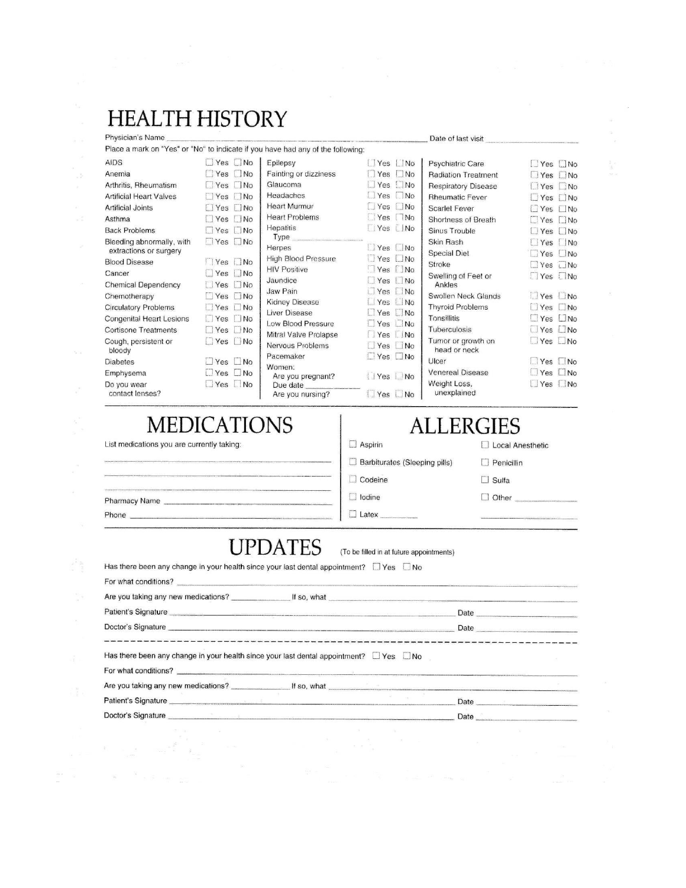# HEALTH HISTORY

Physician's Name \_\_\_\_\_\_\_\_\_\_\_\_\_\_\_\_\_\_\_\_\_\_\_\_\_\_\_\_\_\_\_\_\_\_\_\_\_\_\_\_ Date of last visit \_\_\_\_\_\_\_\_\_\_\_\_\_\_\_\_

Place a mark on "Yes" or "No" to indicate if you have had any of the following:

| | | | | | |
|---|---|---|---|---|---|
| AIDS | ☐ Yes ☐ No | Epilepsy | ☐ Yes ☐ No | Psychiatric Care | ☐ Yes ☐ No |
| Anemia | ☐ Yes ☐ No | Fainting or dizziness | ☐ Yes ☐ No | Radiation Treatment | ☐ Yes ☐ No |
| Arthritis, Rheumatism | ☐ Yes ☐ No | Glaucoma | ☐ Yes ☐ No | Respiratory Disease | ☐ Yes ☐ No |
| Artificial Heart Valves | ☐ Yes ☐ No | Headaches | ☐ Yes ☐ No | Rheumatic Fever | ☐ Yes ☐ No |
| Artificial Joints | ☐ Yes ☐ No | Heart Murmur | ☐ Yes ☐ No | Scarlet Fever | ☐ Yes ☐ No |
| Asthma | ☐ Yes ☐ No | Heart Problems | ☐ Yes ☐ No | Shortness of Breath | ☐ Yes ☐ No |
| Back Problems | ☐ Yes ☐ No | Hepatitis Type \_\_\_\_\_\_ | ☐ Yes ☐ No | Sinus Trouble | ☐ Yes ☐ No |
| Bleeding abnormally, with extractions or surgery | ☐ Yes ☐ No | Herpes | ☐ Yes ☐ No | Skin Rash | ☐ Yes ☐ No |
| Blood Disease | ☐ Yes ☐ No | High Blood Pressure | ☐ Yes ☐ No | Special Diet | ☐ Yes ☐ No |
| Cancer | ☐ Yes ☐ No | HIV Positive | ☐ Yes ☐ No | Stroke | ☐ Yes ☐ No |
| Chemical Dependency | ☐ Yes ☐ No | Jaundice | ☐ Yes ☐ No | Swelling of Feet or Ankles | ☐ Yes ☐ No |
| Chemotherapy | ☐ Yes ☐ No | Jaw Pain | ☐ Yes ☐ No | Swollen Neck Glands | ☐ Yes ☐ No |
| Circulatory Problems | ☐ Yes ☐ No | Kidney Disease | ☐ Yes ☐ No | Thyroid Problems | ☐ Yes ☐ No |
| Congenital Heart Lesions | ☐ Yes ☐ No | Liver Disease | ☐ Yes ☐ No | Tonsillitis | ☐ Yes ☐ No |
| Cortisone Treatments | ☐ Yes ☐ No | Low Blood Pressure | ☐ Yes ☐ No | Tuberculosis | ☐ Yes ☐ No |
| Cough, persistent or bloody | ☐ Yes ☐ No | Mitral Valve Prolapse | ☐ Yes ☐ No | Tumor or growth on head or neck | ☐ Yes ☐ No |
| Diabetes | ☐ Yes ☐ No | Nervous Problems | ☐ Yes ☐ No | Ulcer | ☐ Yes ☐ No |
| Emphysema | ☐ Yes ☐ No | Pacemaker | ☐ Yes ☐ No | Venereal Disease | ☐ Yes ☐ No |
| Do you wear contact lenses? | ☐ Yes ☐ No | Women: Are you pregnant? | ☐ Yes ☐ No | Weight Loss, unexplained | ☐ Yes ☐ No |
| | | Due date \_\_\_\_\_\_ | | | |
| | | Are you nursing? | ☐ Yes ☐ No | | |

# MEDICATIONS

List medications you are currently taking:

\_\_\_\_\_\_\_\_\_\_\_\_\_\_\_\_\_\_\_\_\_\_\_\_\_\_\_\_\_\_\_\_\_\_\_\_\_\_\_\_

\_\_\_\_\_\_\_\_\_\_\_\_\_\_\_\_\_\_\_\_\_\_\_\_\_\_\_\_\_\_\_\_\_\_\_\_\_\_\_\_

\_\_\_\_\_\_\_\_\_\_\_\_\_\_\_\_\_\_\_\_\_\_\_\_\_\_\_\_\_\_\_\_\_\_\_\_\_\_\_\_

Pharmacy Name \_\_\_\_\_\_\_\_\_\_\_\_\_\_\_\_\_\_\_\_\_\_\_\_\_\_\_\_\_\_\_\_

Phone \_\_\_\_\_\_\_\_\_\_\_\_\_\_\_\_\_\_\_\_\_\_\_\_\_\_\_\_\_\_\_\_\_\_\_\_\_\_

# ALLERGIES

- ☐ Aspirin
- ☐ Barbiturates (Sleeping pills)
- ☐ Codeine
- ☐ Iodine
- ☐ Latex \_\_\_\_\_\_\_\_
- ☐ Local Anesthetic
- ☐ Penicillin
- ☐ Sulfa
- ☐ Other \_\_\_\_\_\_\_\_\_\_

# UPDATES

(To be filled in at future appointments)

Has there been any change in your health since your last dental appointment? ☐ Yes ☐ No

For what conditions? \_\_\_\_\_\_\_\_\_\_\_\_\_\_\_\_\_\_\_\_\_\_\_\_\_\_\_\_\_\_\_\_\_\_\_\_\_\_\_\_

Are you taking any new medications? \_\_\_\_\_\_\_\_\_\_ If so, what \_\_\_\_\_\_\_\_\_\_\_\_\_\_\_\_\_\_\_\_\_\_\_\_\_\_\_\_

Patient's Signature \_\_\_\_\_\_\_\_\_\_\_\_\_\_\_\_\_\_\_\_\_\_\_\_\_\_\_\_\_\_\_\_ Date \_\_\_\_\_\_\_\_\_\_\_\_

Doctor's Signature \_\_\_\_\_\_\_\_\_\_\_\_\_\_\_\_\_\_\_\_\_\_\_\_\_\_\_\_\_\_\_\_ Date \_\_\_\_\_\_\_\_\_\_\_\_

- - - - - - - - - - - - - - - - - - - - - - - - - - - - - - - - - - - - - - - -

Has there been any change in your health since your last dental appointment? ☐ Yes ☐ No

For what conditions? \_\_\_\_\_\_\_\_\_\_\_\_\_\_\_\_\_\_\_\_\_\_\_\_\_\_\_\_\_\_\_\_\_\_\_\_\_\_\_\_

Are you taking any new medications? \_\_\_\_\_\_\_\_\_\_ If so, what \_\_\_\_\_\_\_\_\_\_\_\_\_\_\_\_\_\_\_\_\_\_\_\_\_\_\_\_

Patient's Signature \_\_\_\_\_\_\_\_\_\_\_\_\_\_\_\_\_\_\_\_\_\_\_\_\_\_\_\_\_\_\_\_ Date \_\_\_\_\_\_\_\_\_\_\_\_

Doctor's Signature \_\_\_\_\_\_\_\_\_\_\_\_\_\_\_\_\_\_\_\_\_\_\_\_\_\_\_\_\_\_\_\_ Date \_\_\_\_\_\_\_\_\_\_\_\_